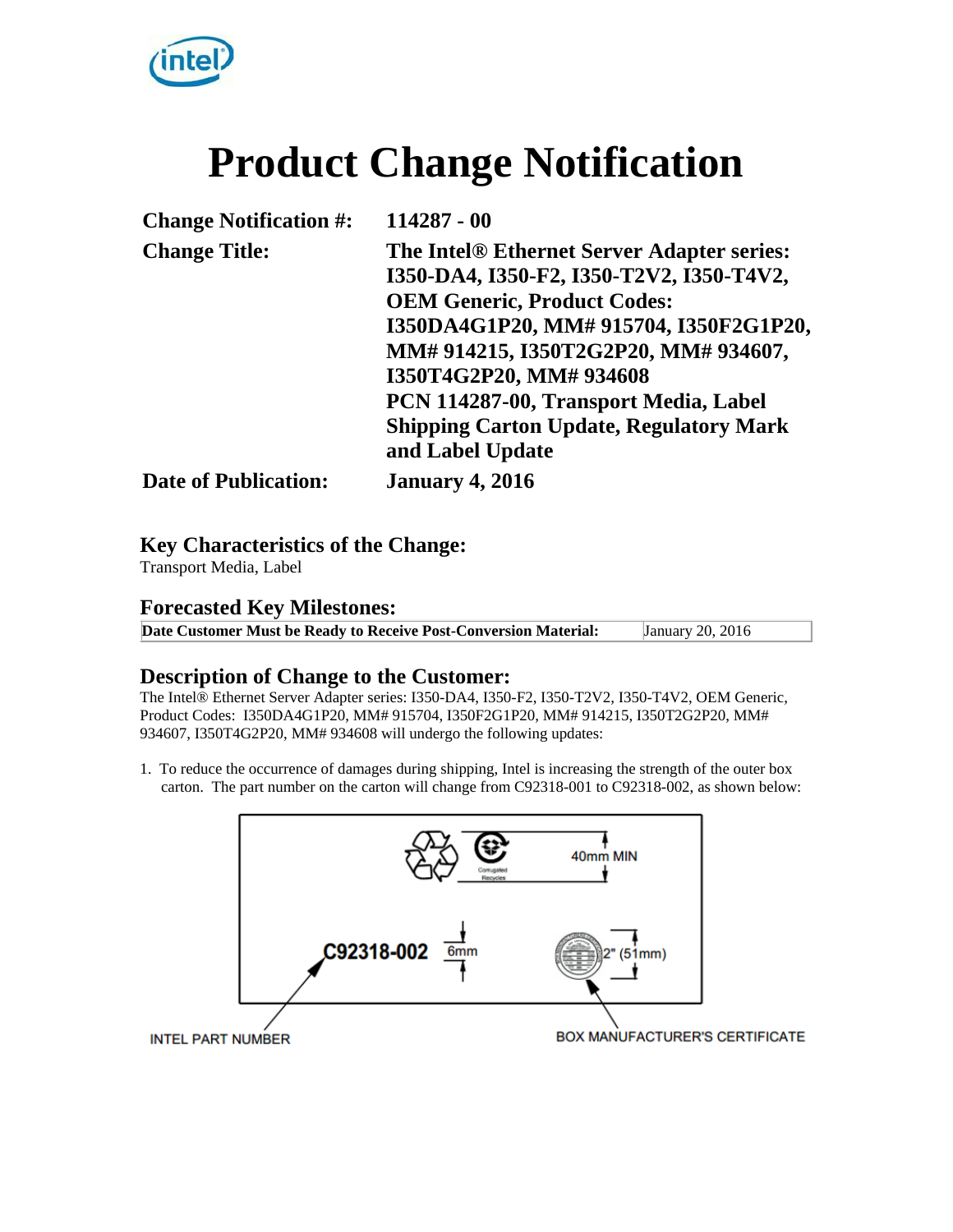# Product Change Notification

| | |
|---|---|
| **Change Notification #:** | **114287 - 00** |
| **Change Title:** | **The Intel® Ethernet Server Adapter series: I350-DA4, I350-F2, I350-T2V2, I350-T4V2, OEM Generic, Product Codes: I350DA4G1P20, MM# 915704, I350F2G1P20, MM# 914215, I350T2G2P20, MM# 934607, I350T4G2P20, MM# 934608 PCN 114287-00, Transport Media, Label Shipping Carton Update, Regulatory Mark and Label Update** |
| **Date of Publication:** | **January 4, 2016** |

## Key Characteristics of the Change:

Transport Media, Label

## Forecasted Key Milestones:

| | |
|---|---|
| **Date Customer Must be Ready to Receive Post-Conversion Material:** | January 20, 2016 |

## Description of Change to the Customer:

The Intel® Ethernet Server Adapter series: I350-DA4, I350-F2, I350-T2V2, I350-T4V2, OEM Generic, Product Codes: I350DA4G1P20, MM# 915704, I350F2G1P20, MM# 914215, I350T2G2P20, MM# 934607, I350T4G2P20, MM# 934608 will undergo the following updates:

1. To reduce the occurrence of damages during shipping, Intel is increasing the strength of the outer box carton. The part number on the carton will change from C92318-001 to C92318-002, as shown below:

C92318-002 — 6mm — 40mm MIN — 2" (51mm) — Corrugated Recycles

INTEL PART NUMBER — BOX MANUFACTURER'S CERTIFICATE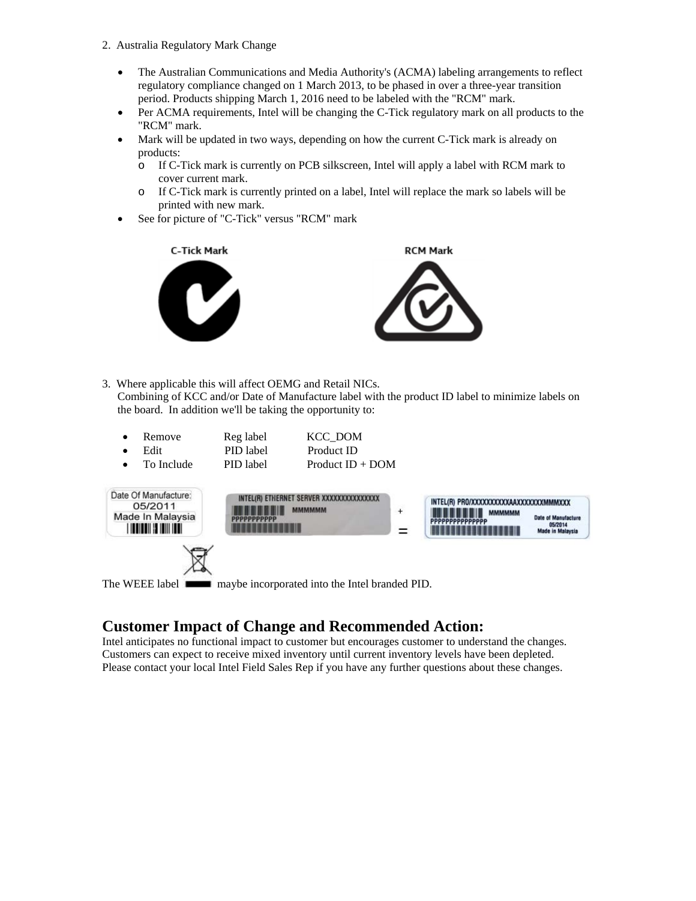2. Australia Regulatory Mark Change

- The Australian Communications and Media Authority's (ACMA) labeling arrangements to reflect regulatory compliance changed on 1 March 2013, to be phased in over a three-year transition period. Products shipping March 1, 2016 need to be labeled with the "RCM" mark.
- Per ACMA requirements, Intel will be changing the C-Tick regulatory mark on all products to the "RCM" mark.
- Mark will be updated in two ways, depending on how the current C-Tick mark is already on products:
  - If C-Tick mark is currently on PCB silkscreen, Intel will apply a label with RCM mark to cover current mark.
  - If C-Tick mark is currently printed on a label, Intel will replace the mark so labels will be printed with new mark.
- See for picture of "C-Tick" versus "RCM" mark

C-Tick Mark RCM Mark

3. Where applicable this will affect OEMG and Retail NICs.
   Combining of KCC and/or Date of Manufacture label with the product ID label to minimize labels on the board. In addition we'll be taking the opportunity to:

| | | |
|---|---|---|
| Remove | Reg label | KCC_DOM |
| Edit | PID label | Product ID |
| To Include | PID label | Product ID + DOM |

Date Of Manufacture: 05/2011 Made In Malaysia

INTEL(R) ETHERNET SERVER XXXXXXXXXXXXXXX MMMMMM PPPPPPPPPPP

+

=

INTEL(R) PRO/XXXXXXXXXXXAAXXXXXXXMMMXXX MMMMMM PPPPPPPPPPPPPP Date of Manufacture 05/2014 Made in Malaysia

The WEEE label maybe incorporated into the Intel branded PID.

## Customer Impact of Change and Recommended Action:

Intel anticipates no functional impact to customer but encourages customer to understand the changes. Customers can expect to receive mixed inventory until current inventory levels have been depleted. Please contact your local Intel Field Sales Rep if you have any further questions about these changes.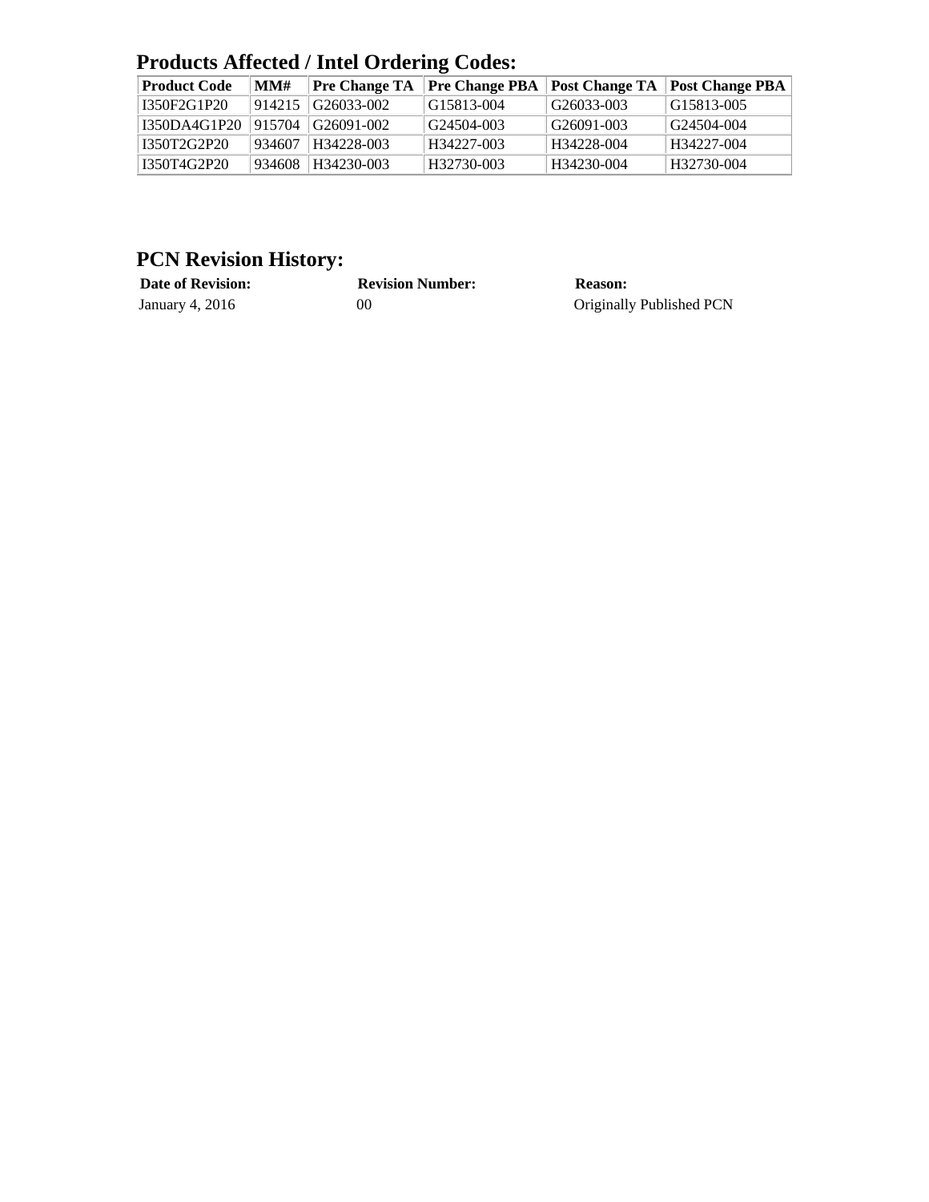## Products Affected / Intel Ordering Codes:

| Product Code | MM# | Pre Change TA | Pre Change PBA | Post Change TA | Post Change PBA |
|---|---|---|---|---|---|
| I350F2G1P20 | 914215 | G26033-002 | G15813-004 | G26033-003 | G15813-005 |
| I350DA4G1P20 | 915704 | G26091-002 | G24504-003 | G26091-003 | G24504-004 |
| I350T2G2P20 | 934607 | H34228-003 | H34227-003 | H34228-004 | H34227-004 |
| I350T4G2P20 | 934608 | H34230-003 | H32730-003 | H34230-004 | H32730-004 |

## PCN Revision History:

| Date of Revision: | Revision Number: | Reason: |
|---|---|---|
| January 4, 2016 | 00 | Originally Published PCN |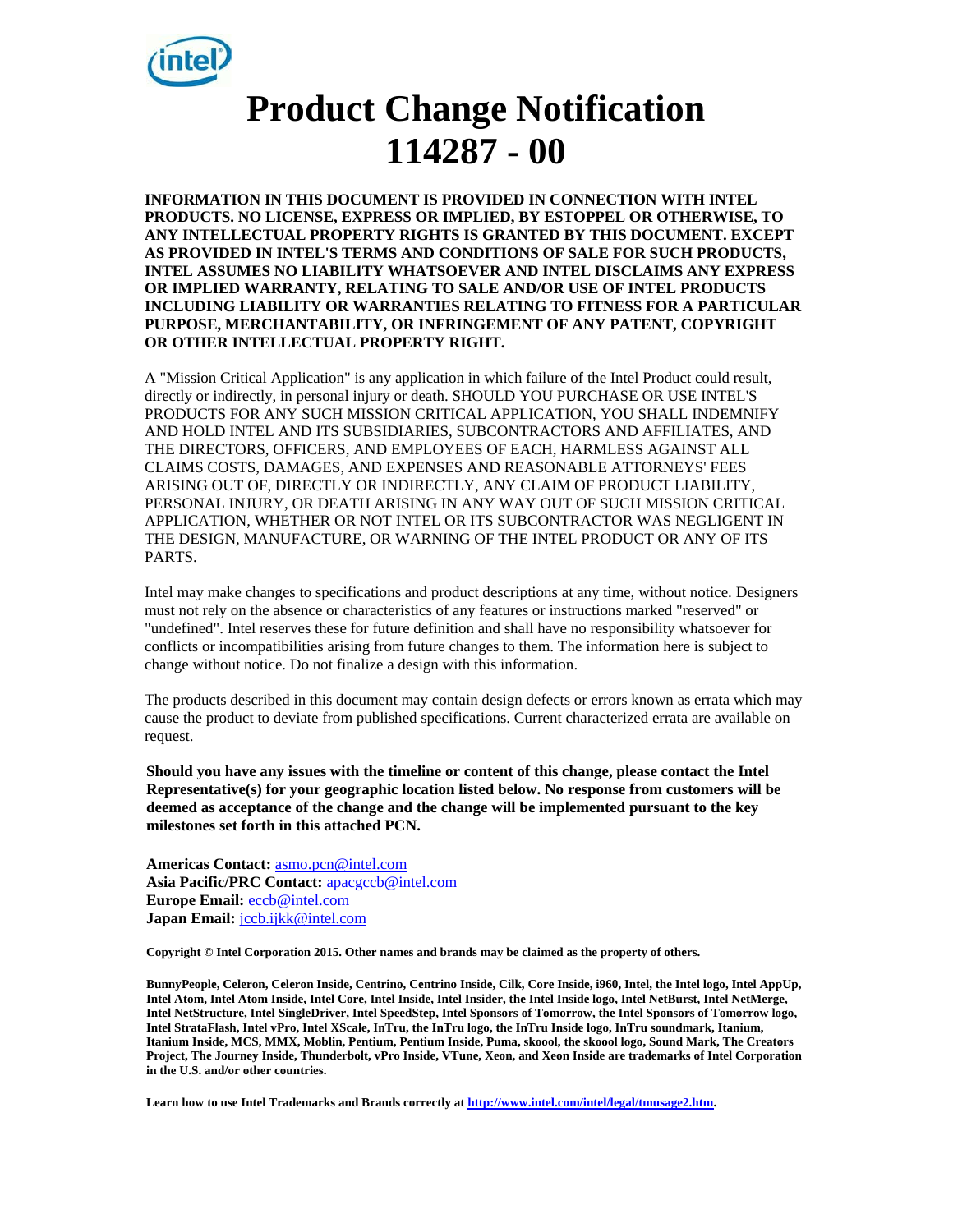# Product Change Notification 114287 - 00

**INFORMATION IN THIS DOCUMENT IS PROVIDED IN CONNECTION WITH INTEL PRODUCTS. NO LICENSE, EXPRESS OR IMPLIED, BY ESTOPPEL OR OTHERWISE, TO ANY INTELLECTUAL PROPERTY RIGHTS IS GRANTED BY THIS DOCUMENT. EXCEPT AS PROVIDED IN INTEL'S TERMS AND CONDITIONS OF SALE FOR SUCH PRODUCTS, INTEL ASSUMES NO LIABILITY WHATSOEVER AND INTEL DISCLAIMS ANY EXPRESS OR IMPLIED WARRANTY, RELATING TO SALE AND/OR USE OF INTEL PRODUCTS INCLUDING LIABILITY OR WARRANTIES RELATING TO FITNESS FOR A PARTICULAR PURPOSE, MERCHANTABILITY, OR INFRINGEMENT OF ANY PATENT, COPYRIGHT OR OTHER INTELLECTUAL PROPERTY RIGHT.**

A "Mission Critical Application" is any application in which failure of the Intel Product could result, directly or indirectly, in personal injury or death. SHOULD YOU PURCHASE OR USE INTEL'S PRODUCTS FOR ANY SUCH MISSION CRITICAL APPLICATION, YOU SHALL INDEMNIFY AND HOLD INTEL AND ITS SUBSIDIARIES, SUBCONTRACTORS AND AFFILIATES, AND THE DIRECTORS, OFFICERS, AND EMPLOYEES OF EACH, HARMLESS AGAINST ALL CLAIMS COSTS, DAMAGES, AND EXPENSES AND REASONABLE ATTORNEYS' FEES ARISING OUT OF, DIRECTLY OR INDIRECTLY, ANY CLAIM OF PRODUCT LIABILITY, PERSONAL INJURY, OR DEATH ARISING IN ANY WAY OUT OF SUCH MISSION CRITICAL APPLICATION, WHETHER OR NOT INTEL OR ITS SUBCONTRACTOR WAS NEGLIGENT IN THE DESIGN, MANUFACTURE, OR WARNING OF THE INTEL PRODUCT OR ANY OF ITS PARTS.

Intel may make changes to specifications and product descriptions at any time, without notice. Designers must not rely on the absence or characteristics of any features or instructions marked "reserved" or "undefined". Intel reserves these for future definition and shall have no responsibility whatsoever for conflicts or incompatibilities arising from future changes to them. The information here is subject to change without notice. Do not finalize a design with this information.

The products described in this document may contain design defects or errors known as errata which may cause the product to deviate from published specifications. Current characterized errata are available on request.

**Should you have any issues with the timeline or content of this change, please contact the Intel Representative(s) for your geographic location listed below. No response from customers will be deemed as acceptance of the change and the change will be implemented pursuant to the key milestones set forth in this attached PCN.**

**Americas Contact:** asmo.pcn@intel.com
**Asia Pacific/PRC Contact:** apacgccb@intel.com
**Europe Email:** eccb@intel.com
**Japan Email:** jccb.ijkk@intel.com

**Copyright © Intel Corporation 2015. Other names and brands may be claimed as the property of others.**

**BunnyPeople, Celeron, Celeron Inside, Centrino, Centrino Inside, Cilk, Core Inside, i960, Intel, the Intel logo, Intel AppUp, Intel Atom, Intel Atom Inside, Intel Core, Intel Inside, Intel Insider, the Intel Inside logo, Intel NetBurst, Intel NetMerge, Intel NetStructure, Intel SingleDriver, Intel SpeedStep, Intel Sponsors of Tomorrow, the Intel Sponsors of Tomorrow logo, Intel StrataFlash, Intel vPro, Intel XScale, InTru, the InTru logo, the InTru Inside logo, InTru soundmark, Itanium, Itanium Inside, MCS, MMX, Moblin, Pentium, Pentium Inside, Puma, skoool, the skoool logo, Sound Mark, The Creators Project, The Journey Inside, Thunderbolt, vPro Inside, VTune, Xeon, and Xeon Inside are trademarks of Intel Corporation in the U.S. and/or other countries.**

**Learn how to use Intel Trademarks and Brands correctly at http://www.intel.com/intel/legal/tmusage2.htm.**